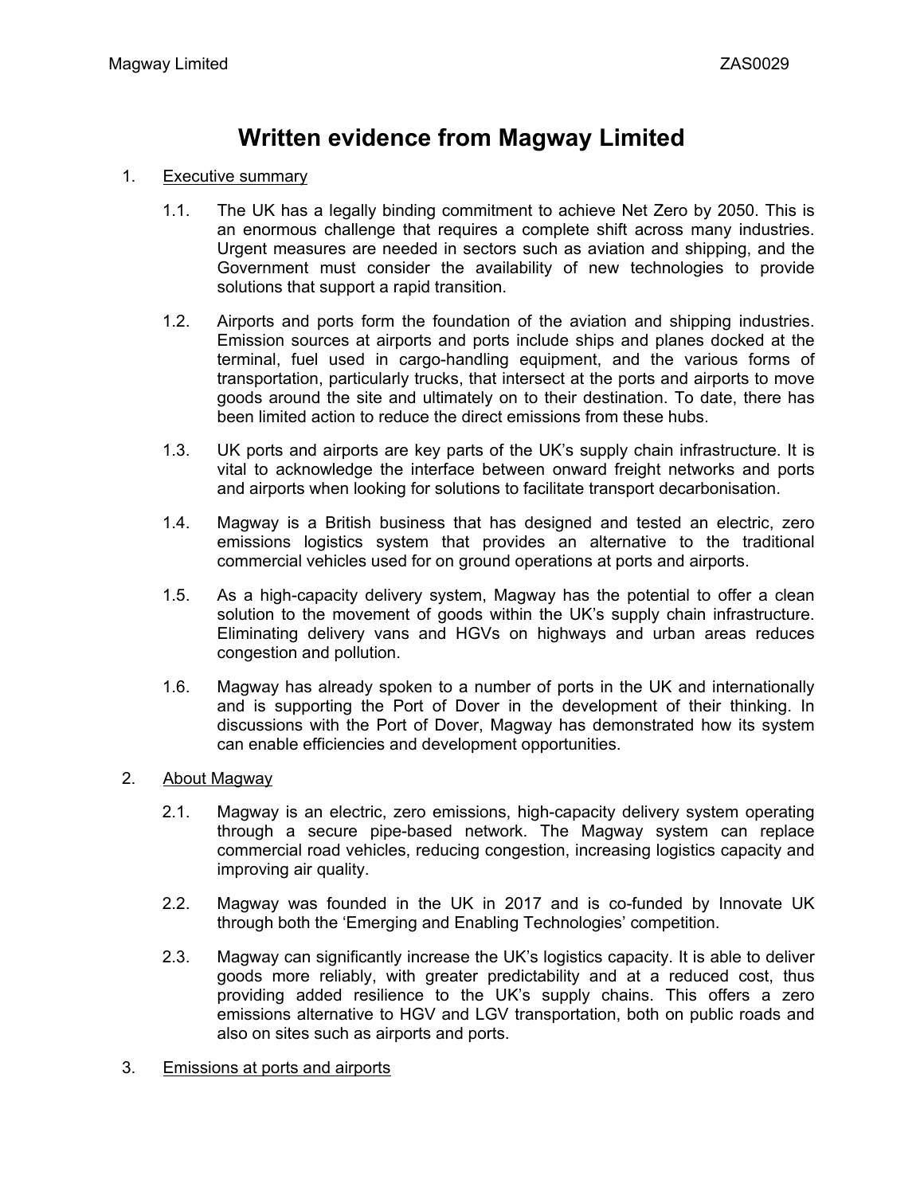# Written evidence from Magway Limited

1. Executive summary

   1.1. The UK has a legally binding commitment to achieve Net Zero by 2050. This is an enormous challenge that requires a complete shift across many industries. Urgent measures are needed in sectors such as aviation and shipping, and the Government must consider the availability of new technologies to provide solutions that support a rapid transition.

   1.2. Airports and ports form the foundation of the aviation and shipping industries. Emission sources at airports and ports include ships and planes docked at the terminal, fuel used in cargo-handling equipment, and the various forms of transportation, particularly trucks, that intersect at the ports and airports to move goods around the site and ultimately on to their destination. To date, there has been limited action to reduce the direct emissions from these hubs.

   1.3. UK ports and airports are key parts of the UK's supply chain infrastructure. It is vital to acknowledge the interface between onward freight networks and ports and airports when looking for solutions to facilitate transport decarbonisation.

   1.4. Magway is a British business that has designed and tested an electric, zero emissions logistics system that provides an alternative to the traditional commercial vehicles used for on ground operations at ports and airports.

   1.5. As a high-capacity delivery system, Magway has the potential to offer a clean solution to the movement of goods within the UK's supply chain infrastructure. Eliminating delivery vans and HGVs on highways and urban areas reduces congestion and pollution.

   1.6. Magway has already spoken to a number of ports in the UK and internationally and is supporting the Port of Dover in the development of their thinking. In discussions with the Port of Dover, Magway has demonstrated how its system can enable efficiencies and development opportunities.

2. About Magway

   2.1. Magway is an electric, zero emissions, high-capacity delivery system operating through a secure pipe-based network. The Magway system can replace commercial road vehicles, reducing congestion, increasing logistics capacity and improving air quality.

   2.2. Magway was founded in the UK in 2017 and is co-funded by Innovate UK through both the 'Emerging and Enabling Technologies' competition.

   2.3. Magway can significantly increase the UK's logistics capacity. It is able to deliver goods more reliably, with greater predictability and at a reduced cost, thus providing added resilience to the UK's supply chains. This offers a zero emissions alternative to HGV and LGV transportation, both on public roads and also on sites such as airports and ports.

3. Emissions at ports and airports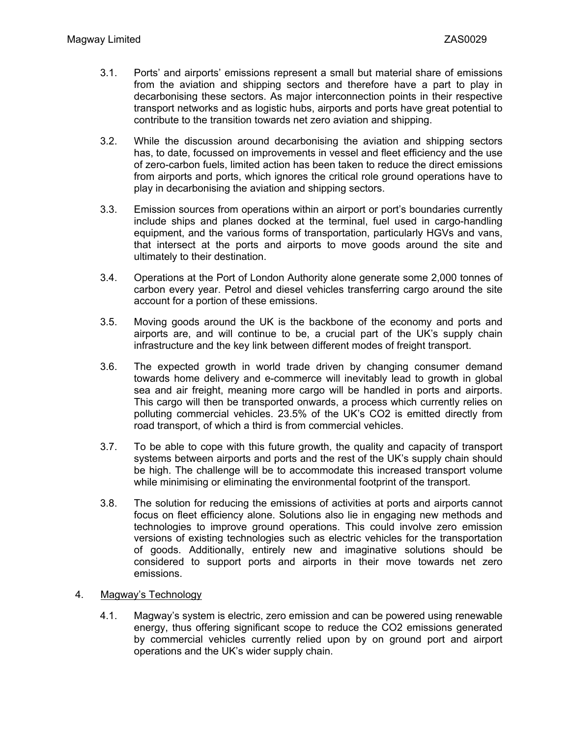3.1. Ports' and airports' emissions represent a small but material share of emissions from the aviation and shipping sectors and therefore have a part to play in decarbonising these sectors. As major interconnection points in their respective transport networks and as logistic hubs, airports and ports have great potential to contribute to the transition towards net zero aviation and shipping.

3.2. While the discussion around decarbonising the aviation and shipping sectors has, to date, focussed on improvements in vessel and fleet efficiency and the use of zero-carbon fuels, limited action has been taken to reduce the direct emissions from airports and ports, which ignores the critical role ground operations have to play in decarbonising the aviation and shipping sectors.

3.3. Emission sources from operations within an airport or port's boundaries currently include ships and planes docked at the terminal, fuel used in cargo-handling equipment, and the various forms of transportation, particularly HGVs and vans, that intersect at the ports and airports to move goods around the site and ultimately to their destination.

3.4. Operations at the Port of London Authority alone generate some 2,000 tonnes of carbon every year. Petrol and diesel vehicles transferring cargo around the site account for a portion of these emissions.

3.5. Moving goods around the UK is the backbone of the economy and ports and airports are, and will continue to be, a crucial part of the UK's supply chain infrastructure and the key link between different modes of freight transport.

3.6. The expected growth in world trade driven by changing consumer demand towards home delivery and e-commerce will inevitably lead to growth in global sea and air freight, meaning more cargo will be handled in ports and airports. This cargo will then be transported onwards, a process which currently relies on polluting commercial vehicles. 23.5% of the UK's $CO_2$ is emitted directly from road transport, of which a third is from commercial vehicles.

3.7. To be able to cope with this future growth, the quality and capacity of transport systems between airports and ports and the rest of the UK's supply chain should be high. The challenge will be to accommodate this increased transport volume while minimising or eliminating the environmental footprint of the transport.

3.8. The solution for reducing the emissions of activities at ports and airports cannot focus on fleet efficiency alone. Solutions also lie in engaging new methods and technologies to improve ground operations. This could involve zero emission versions of existing technologies such as electric vehicles for the transportation of goods. Additionally, entirely new and imaginative solutions should be considered to support ports and airports in their move towards net zero emissions.

4. <u>Magway's Technology</u>

4.1. Magway's system is electric, zero emission and can be powered using renewable energy, thus offering significant scope to reduce the $CO_2$ emissions generated by commercial vehicles currently relied upon by on ground port and airport operations and the UK's wider supply chain.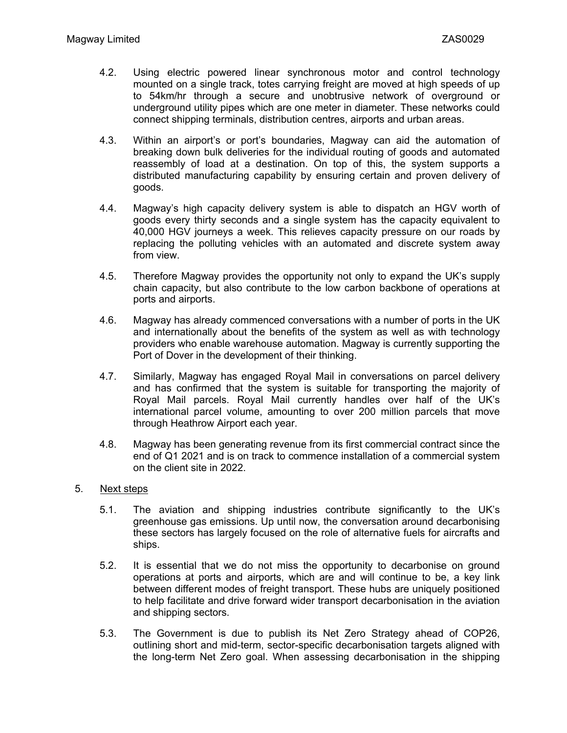4.2. Using electric powered linear synchronous motor and control technology mounted on a single track, totes carrying freight are moved at high speeds of up to 54km/hr through a secure and unobtrusive network of overground or underground utility pipes which are one meter in diameter. These networks could connect shipping terminals, distribution centres, airports and urban areas.

4.3. Within an airport's or port's boundaries, Magway can aid the automation of breaking down bulk deliveries for the individual routing of goods and automated reassembly of load at a destination. On top of this, the system supports a distributed manufacturing capability by ensuring certain and proven delivery of goods.

4.4. Magway's high capacity delivery system is able to dispatch an HGV worth of goods every thirty seconds and a single system has the capacity equivalent to 40,000 HGV journeys a week. This relieves capacity pressure on our roads by replacing the polluting vehicles with an automated and discrete system away from view.

4.5. Therefore Magway provides the opportunity not only to expand the UK's supply chain capacity, but also contribute to the low carbon backbone of operations at ports and airports.

4.6. Magway has already commenced conversations with a number of ports in the UK and internationally about the benefits of the system as well as with technology providers who enable warehouse automation. Magway is currently supporting the Port of Dover in the development of their thinking.

4.7. Similarly, Magway has engaged Royal Mail in conversations on parcel delivery and has confirmed that the system is suitable for transporting the majority of Royal Mail parcels. Royal Mail currently handles over half of the UK's international parcel volume, amounting to over 200 million parcels that move through Heathrow Airport each year.

4.8. Magway has been generating revenue from its first commercial contract since the end of Q1 2021 and is on track to commence installation of a commercial system on the client site in 2022.

5. Next steps

5.1. The aviation and shipping industries contribute significantly to the UK's greenhouse gas emissions. Up until now, the conversation around decarbonising these sectors has largely focused on the role of alternative fuels for aircrafts and ships.

5.2. It is essential that we do not miss the opportunity to decarbonise on ground operations at ports and airports, which are and will continue to be, a key link between different modes of freight transport. These hubs are uniquely positioned to help facilitate and drive forward wider transport decarbonisation in the aviation and shipping sectors.

5.3. The Government is due to publish its Net Zero Strategy ahead of COP26, outlining short and mid-term, sector-specific decarbonisation targets aligned with the long-term Net Zero goal. When assessing decarbonisation in the shipping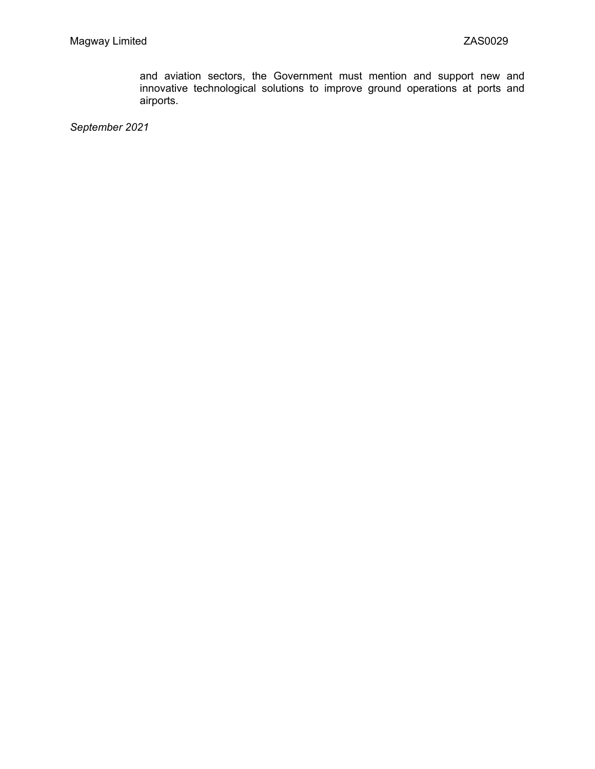and aviation sectors, the Government must mention and support new and innovative technological solutions to improve ground operations at ports and airports.

*September 2021*